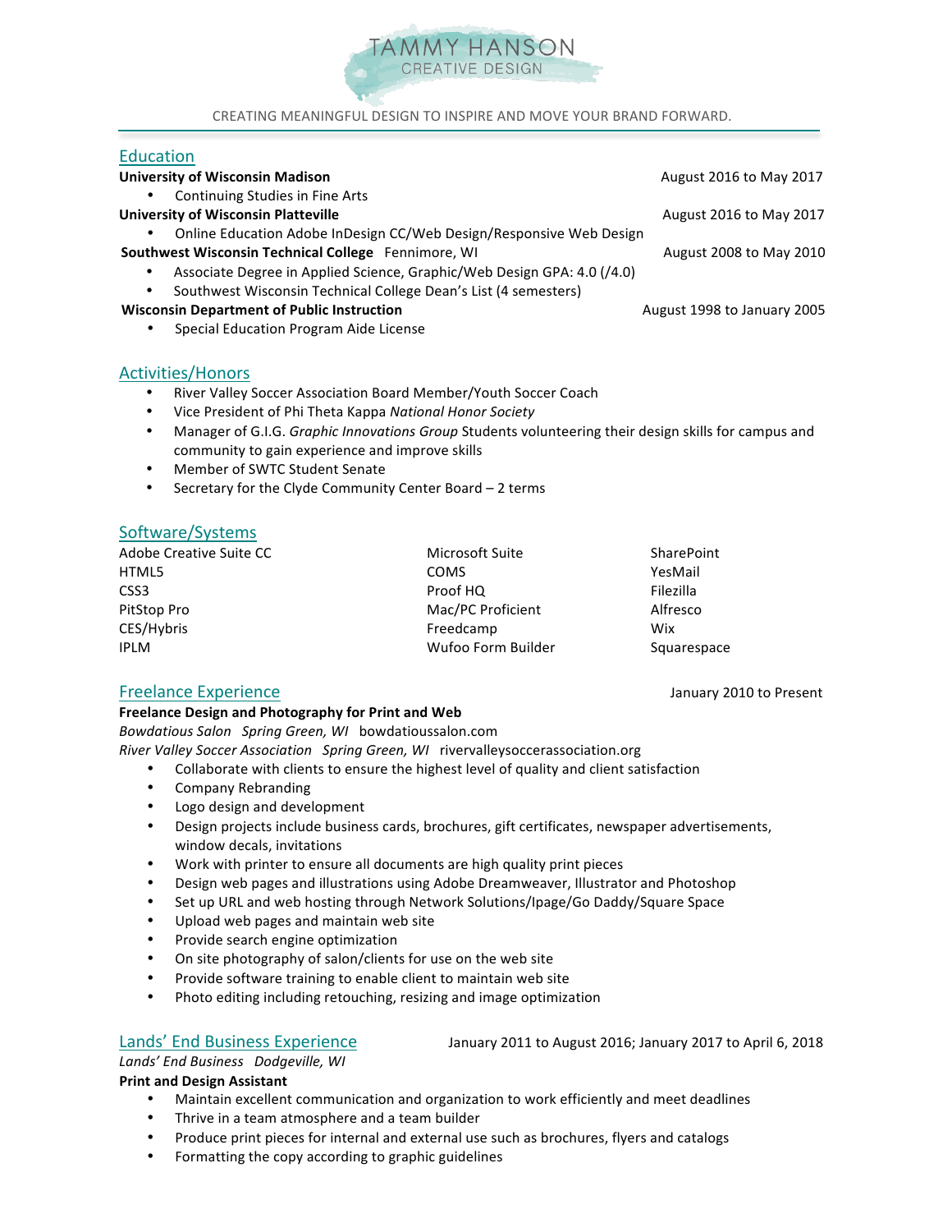# TAMMY HANSON
CREATIVE DESIGN

CREATING MEANINGFUL DESIGN TO INSPIRE AND MOVE YOUR BRAND FORWARD.

## Education

**University of Wisconsin Madison** August 2016 to May 2017

- Continuing Studies in Fine Arts

**University of Wisconsin Platteville** August 2016 to May 2017

- Online Education Adobe InDesign CC/Web Design/Responsive Web Design

**Southwest Wisconsin Technical College** Fennimore, WI August 2008 to May 2010

- Associate Degree in Applied Science, Graphic/Web Design GPA: 4.0 (/4.0)
- Southwest Wisconsin Technical College Dean's List (4 semesters)

**Wisconsin Department of Public Instruction** August 1998 to January 2005

- Special Education Program Aide License

## Activities/Honors

- River Valley Soccer Association Board Member/Youth Soccer Coach
- Vice President of Phi Theta Kappa *National Honor Society*
- Manager of G.I.G. *Graphic Innovations Group* Students volunteering their design skills for campus and community to gain experience and improve skills
- Member of SWTC Student Senate
- Secretary for the Clyde Community Center Board – 2 terms

## Software/Systems

| | | |
|---|---|---|
| Adobe Creative Suite CC | Microsoft Suite | SharePoint |
| HTML5 | COMS | YesMail |
| CSS3 | Proof HQ | Filezilla |
| PitStop Pro | Mac/PC Proficient | Alfresco |
| CES/Hybris | Freedcamp | Wix |
| IPLM | Wufoo Form Builder | Squarespace |

## Freelance Experience

January 2010 to Present

**Freelance Design and Photography for Print and Web**

*Bowdatious Salon Spring Green, WI* bowdatioussalon.com

*River Valley Soccer Association Spring Green, WI* rivervalleysoccerassociation.org

- Collaborate with clients to ensure the highest level of quality and client satisfaction
- Company Rebranding
- Logo design and development
- Design projects include business cards, brochures, gift certificates, newspaper advertisements, window decals, invitations
- Work with printer to ensure all documents are high quality print pieces
- Design web pages and illustrations using Adobe Dreamweaver, Illustrator and Photoshop
- Set up URL and web hosting through Network Solutions/Ipage/Go Daddy/Square Space
- Upload web pages and maintain web site
- Provide search engine optimization
- On site photography of salon/clients for use on the web site
- Provide software training to enable client to maintain web site
- Photo editing including retouching, resizing and image optimization

## Lands' End Business Experience

January 2011 to August 2016; January 2017 to April 6, 2018

*Lands' End Business Dodgeville, WI*

**Print and Design Assistant**

- Maintain excellent communication and organization to work efficiently and meet deadlines
- Thrive in a team atmosphere and a team builder
- Produce print pieces for internal and external use such as brochures, flyers and catalogs
- Formatting the copy according to graphic guidelines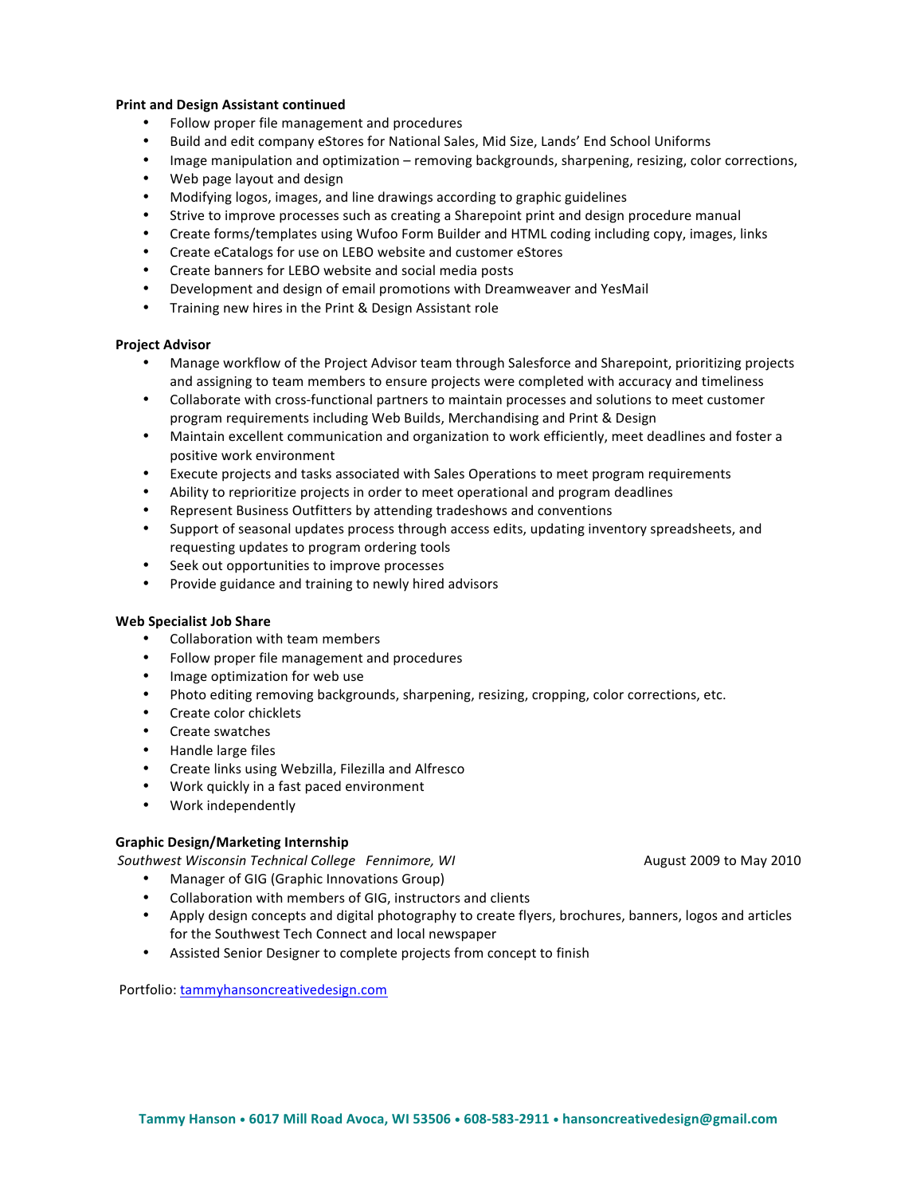**Print and Design Assistant continued**

- Follow proper file management and procedures
- Build and edit company eStores for National Sales, Mid Size, Lands' End School Uniforms
- Image manipulation and optimization – removing backgrounds, sharpening, resizing, color corrections,
- Web page layout and design
- Modifying logos, images, and line drawings according to graphic guidelines
- Strive to improve processes such as creating a Sharepoint print and design procedure manual
- Create forms/templates using Wufoo Form Builder and HTML coding including copy, images, links
- Create eCatalogs for use on LEBO website and customer eStores
- Create banners for LEBO website and social media posts
- Development and design of email promotions with Dreamweaver and YesMail
- Training new hires in the Print & Design Assistant role

**Project Advisor**

- Manage workflow of the Project Advisor team through Salesforce and Sharepoint, prioritizing projects and assigning to team members to ensure projects were completed with accuracy and timeliness
- Collaborate with cross-functional partners to maintain processes and solutions to meet customer program requirements including Web Builds, Merchandising and Print & Design
- Maintain excellent communication and organization to work efficiently, meet deadlines and foster a positive work environment
- Execute projects and tasks associated with Sales Operations to meet program requirements
- Ability to reprioritize projects in order to meet operational and program deadlines
- Represent Business Outfitters by attending tradeshows and conventions
- Support of seasonal updates process through access edits, updating inventory spreadsheets, and requesting updates to program ordering tools
- Seek out opportunities to improve processes
- Provide guidance and training to newly hired advisors

**Web Specialist Job Share**

- Collaboration with team members
- Follow proper file management and procedures
- Image optimization for web use
- Photo editing removing backgrounds, sharpening, resizing, cropping, color corrections, etc.
- Create color chicklets
- Create swatches
- Handle large files
- Create links using Webzilla, Filezilla and Alfresco
- Work quickly in a fast paced environment
- Work independently

**Graphic Design/Marketing Internship**

*Southwest Wisconsin Technical College Fennimore, WI* August 2009 to May 2010

- Manager of GIG (Graphic Innovations Group)
- Collaboration with members of GIG, instructors and clients
- Apply design concepts and digital photography to create flyers, brochures, banners, logos and articles for the Southwest Tech Connect and local newspaper
- Assisted Senior Designer to complete projects from concept to finish

Portfolio: tammyhansoncreativedesign.com

**Tammy Hanson • 6017 Mill Road Avoca, WI 53506 • 608-583-2911 • hansoncreativedesign@gmail.com**